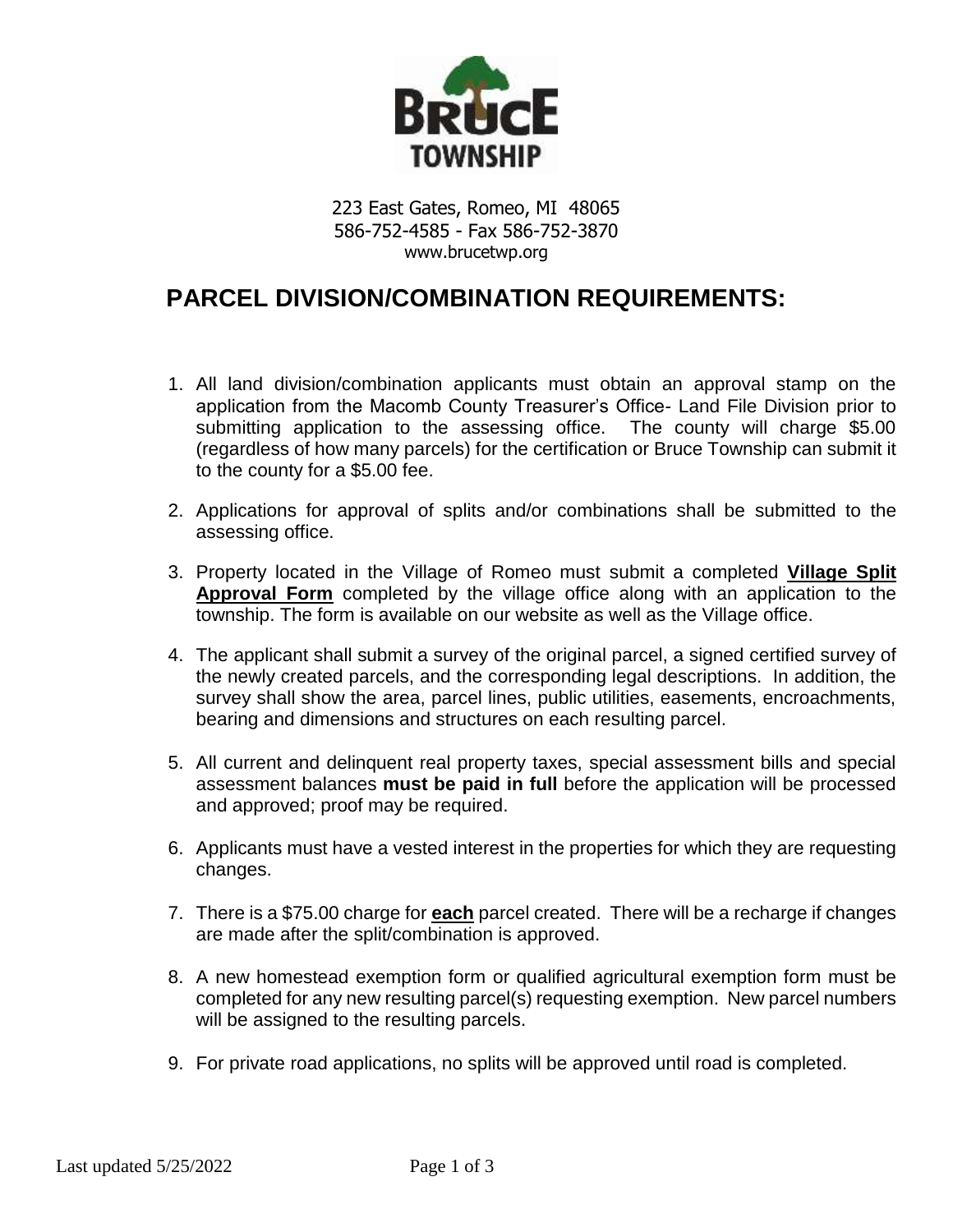BRUCE TOWNSHIP

223 East Gates, Romeo, MI 48065
586-752-4585 - Fax 586-752-3870
www.brucetwp.org

# PARCEL DIVISION/COMBINATION REQUIREMENTS:

1. All land division/combination applicants must obtain an approval stamp on the application from the Macomb County Treasurer's Office- Land File Division prior to submitting application to the assessing office. The county will charge $5.00 (regardless of how many parcels) for the certification or Bruce Township can submit it to the county for a $5.00 fee.

2. Applications for approval of splits and/or combinations shall be submitted to the assessing office.

3. Property located in the Village of Romeo must submit a completed **Village Split Approval Form** completed by the village office along with an application to the township. The form is available on our website as well as the Village office.

4. The applicant shall submit a survey of the original parcel, a signed certified survey of the newly created parcels, and the corresponding legal descriptions. In addition, the survey shall show the area, parcel lines, public utilities, easements, encroachments, bearing and dimensions and structures on each resulting parcel.

5. All current and delinquent real property taxes, special assessment bills and special assessment balances **must be paid in full** before the application will be processed and approved; proof may be required.

6. Applicants must have a vested interest in the properties for which they are requesting changes.

7. There is a $75.00 charge for **each** parcel created. There will be a recharge if changes are made after the split/combination is approved.

8. A new homestead exemption form or qualified agricultural exemption form must be completed for any new resulting parcel(s) requesting exemption. New parcel numbers will be assigned to the resulting parcels.

9. For private road applications, no splits will be approved until road is completed.

Last updated 5/25/2022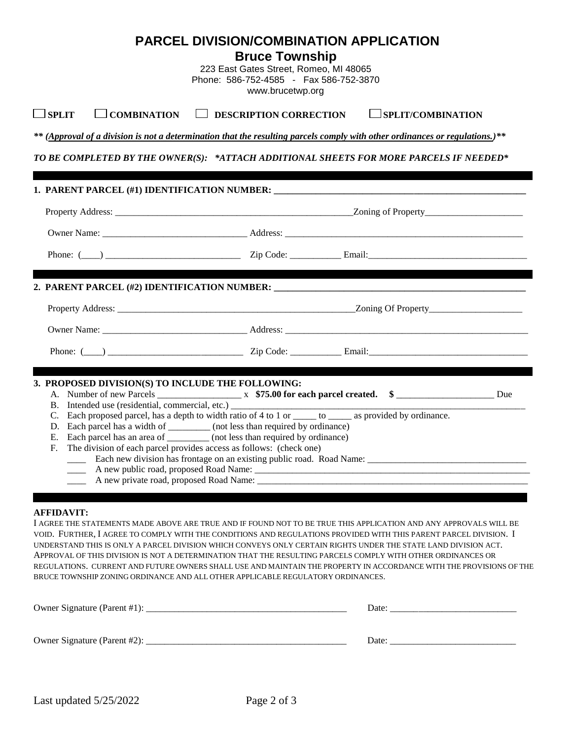# PARCEL DIVISION/COMBINATION APPLICATION

## Bruce Township

223 East Gates Street, Romeo, MI 48065
Phone: 586-752-4585 - Fax 586-752-3870
www.brucetwp.org

☐ **SPLIT** ☐ **COMBINATION** ☐ **DESCRIPTION CORRECTION** ☐ **SPLIT/COMBINATION**

***\*\* (Approval of a division is not a determination that the resulting parcels comply with other ordinances or regulations.)\*\****

***TO BE COMPLETED BY THE OWNER(S): \*ATTACH ADDITIONAL SHEETS FOR MORE PARCELS IF NEEDED\****

---

**1. PARENT PARCEL (#1) IDENTIFICATION NUMBER: ______________________________**

Property Address: ______________________________ Zoning of Property______________________

Owner Name: ______________________________ Address: ______________________________

Phone: (____) ______________________________ Zip Code: ___________ Email: ______________________________

---

**2. PARENT PARCEL (#2) IDENTIFICATION NUMBER: ______________________________**

Property Address: ______________________________ Zoning Of Property______________________

Owner Name: ______________________________ Address: ______________________________

Phone: (____) ______________________________ Zip Code: ___________ Email: ______________________________

---

**3. PROPOSED DIVISION(S) TO INCLUDE THE FOLLOWING:**

A. Number of new Parcels __________________ x **$75.00 for each parcel created. $** ______________________ Due

B. Intended use (residential, commercial, etc.) ______________________________

C. Each proposed parcel, has a depth to width ratio of 4 to 1 or _____ to _____ as provided by ordinance.

D. Each parcel has a width of _________ (not less than required by ordinance)

E. Each parcel has an area of _________ (not less than required by ordinance)

F. The division of each parcel provides access as follows: (check one)

____ Each new division has frontage on an existing public road. Road Name: ______________________________

____ A new public road, proposed Road Name: ______________________________

____ A new private road, proposed Road Name: ______________________________

---

**AFFIDAVIT:**

I AGREE THE STATEMENTS MADE ABOVE ARE TRUE AND IF FOUND NOT TO BE TRUE THIS APPLICATION AND ANY APPROVALS WILL BE VOID. FURTHER, I AGREE TO COMPLY WITH THE CONDITIONS AND REGULATIONS PROVIDED WITH THIS PARENT PARCEL DIVISION. I UNDERSTAND THIS IS ONLY A PARCEL DIVISION WHICH CONVEYS ONLY CERTAIN RIGHTS UNDER THE STATE LAND DIVISION ACT. APPROVAL OF THIS DIVISION IS NOT A DETERMINATION THAT THE RESULTING PARCELS COMPLY WITH OTHER ORDINANCES OR REGULATIONS. CURRENT AND FUTURE OWNERS SHALL USE AND MAINTAIN THE PROPERTY IN ACCORDANCE WITH THE PROVISIONS OF THE BRUCE TOWNSHIP ZONING ORDINANCE AND ALL OTHER APPLICABLE REGULATORY ORDINANCES.

Owner Signature (Parent #1): ______________________________ Date: ___________________________

Owner Signature (Parent #2): ______________________________ Date: ___________________________

Last updated 5/25/2022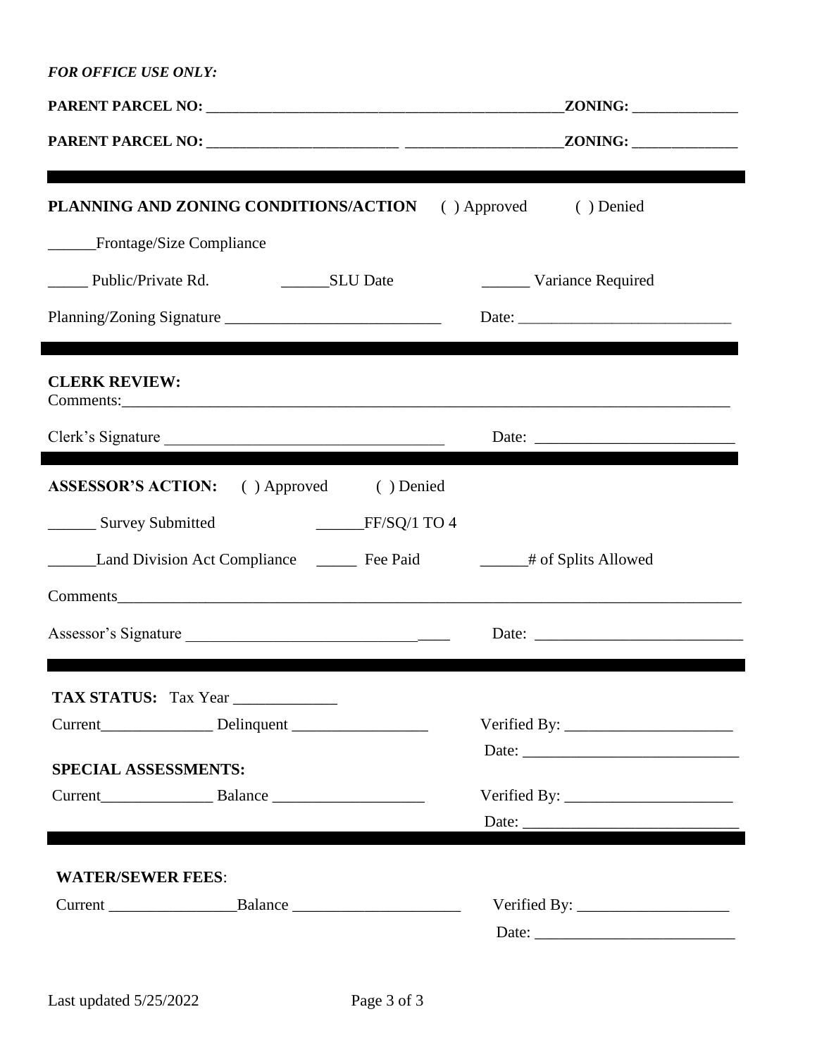*FOR OFFICE USE ONLY:*

**PARENT PARCEL NO:** ________________________________________________**ZONING:** _____________

**PARENT PARCEL NO:** ________________________ ___________________**ZONING:** _____________

---

**PLANNING AND ZONING CONDITIONS/ACTION** ( ) Approved ( ) Denied

______Frontage/Size Compliance

_____ Public/Private Rd. ______SLU Date ______ Variance Required

Planning/Zoning Signature __________________________ Date: __________________________

---

**CLERK REVIEW:**

Comments:___________________________________________________________________________

Clerk's Signature _________________________________ Date: ________________________

---

**ASSESSOR'S ACTION:** ( ) Approved ( ) Denied

______ Survey Submitted ______FF/SQ/1 TO 4

______Land Division Act Compliance _____ Fee Paid ______# of Splits Allowed

Comments____________________________________________________________________________

Assessor's Signature ______________________________ Date: _________________________

---

**TAX STATUS:** Tax Year ____________

Current______________ Delinquent ________________ Verified By: _____________________

Date: __________________________

**SPECIAL ASSESSMENTS:**

Current______________ Balance __________________ Verified By: _____________________

Date: __________________________

---

**WATER/SEWER FEES**:

Current ________________Balance _____________________ Verified By: ___________________

Date: ________________________

Last updated 5/25/2022